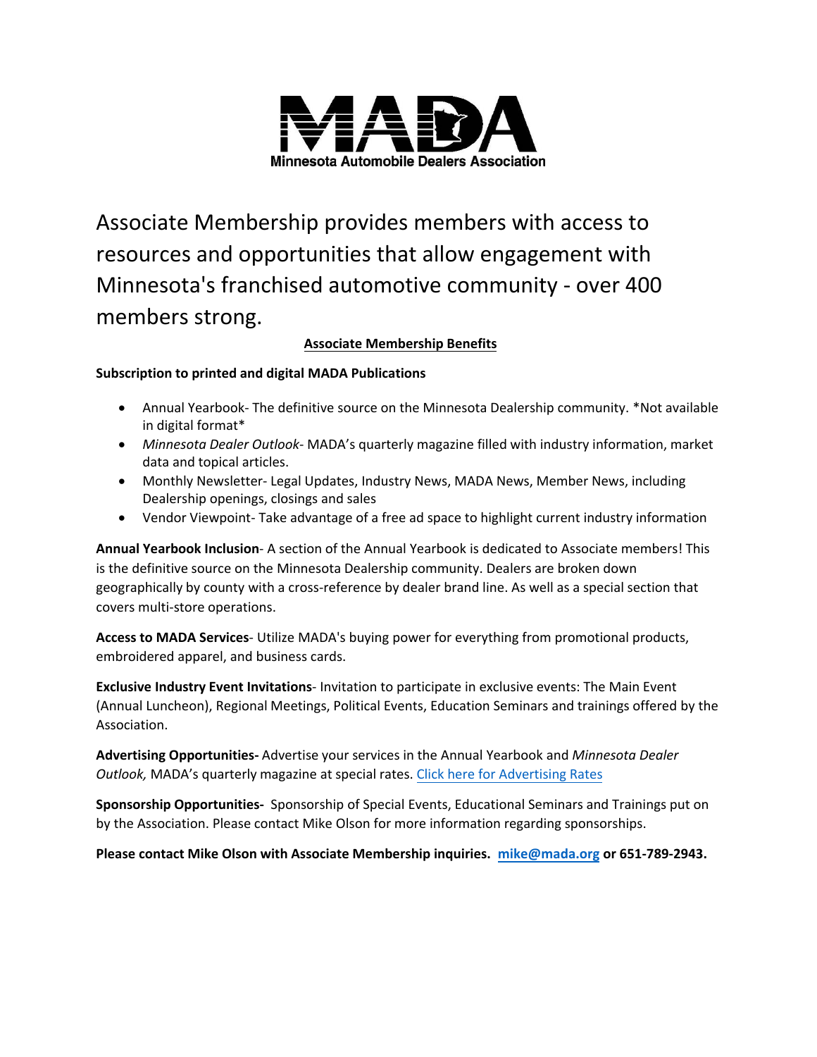# MADA

**Minnesota Automobile Dealers Association**

Associate Membership provides members with access to resources and opportunities that allow engagement with Minnesota's franchised automotive community - over 400 members strong.

## Associate Membership Benefits

**Subscription to printed and digital MADA Publications**

- Annual Yearbook- The definitive source on the Minnesota Dealership community. *Not available in digital format*
- *Minnesota Dealer Outlook*- MADA's quarterly magazine filled with industry information, market data and topical articles.
- Monthly Newsletter- Legal Updates, Industry News, MADA News, Member News, including Dealership openings, closings and sales
- Vendor Viewpoint- Take advantage of a free ad space to highlight current industry information

**Annual Yearbook Inclusion**- A section of the Annual Yearbook is dedicated to Associate members! This is the definitive source on the Minnesota Dealership community. Dealers are broken down geographically by county with a cross-reference by dealer brand line. As well as a special section that covers multi-store operations.

**Access to MADA Services**- Utilize MADA's buying power for everything from promotional products, embroidered apparel, and business cards.

**Exclusive Industry Event Invitations**- Invitation to participate in exclusive events: The Main Event (Annual Luncheon), Regional Meetings, Political Events, Education Seminars and trainings offered by the Association.

**Advertising Opportunities-** Advertise your services in the Annual Yearbook and *Minnesota Dealer Outlook,* MADA's quarterly magazine at special rates. Click here for Advertising Rates

**Sponsorship Opportunities-** Sponsorship of Special Events, Educational Seminars and Trainings put on by the Association. Please contact Mike Olson for more information regarding sponsorships.

**Please contact Mike Olson with Associate Membership inquiries. mike@mada.org or 651-789-2943.**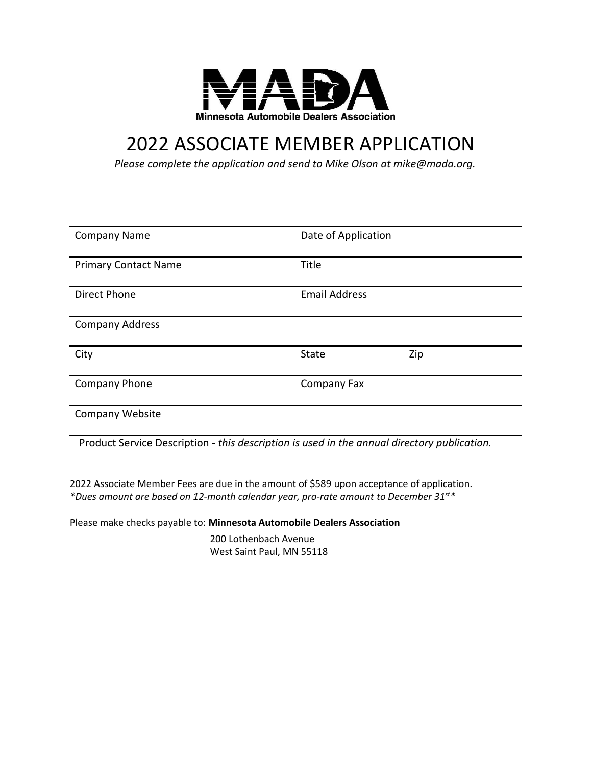MADA

Minnesota Automobile Dealers Association

# 2022 ASSOCIATE MEMBER APPLICATION

*Please complete the application and send to Mike Olson at mike@mada.org.*

| | | |
|---|---|---|
| Company Name | Date of Application | |
| Primary Contact Name | Title | |
| Direct Phone | Email Address | |
| Company Address | | |
| City | State | Zip |
| Company Phone | Company Fax | |
| Company Website | | |

Product Service Description - *this description is used in the annual directory publication.*

2022 Associate Member Fees are due in the amount of $589 upon acceptance of application.
*\*Dues amount are based on 12-month calendar year, pro-rate amount to December 31st\**

Please make checks payable to: **Minnesota Automobile Dealers Association**

200 Lothenbach Avenue
West Saint Paul, MN 55118